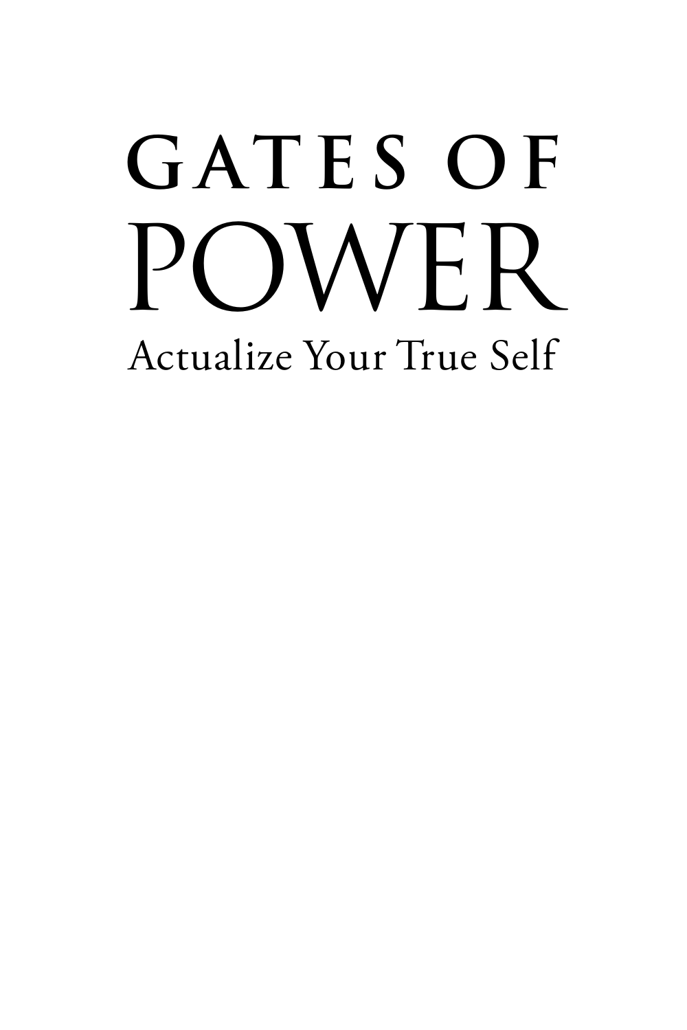# GATES OF POWER

## Actualize Your True Self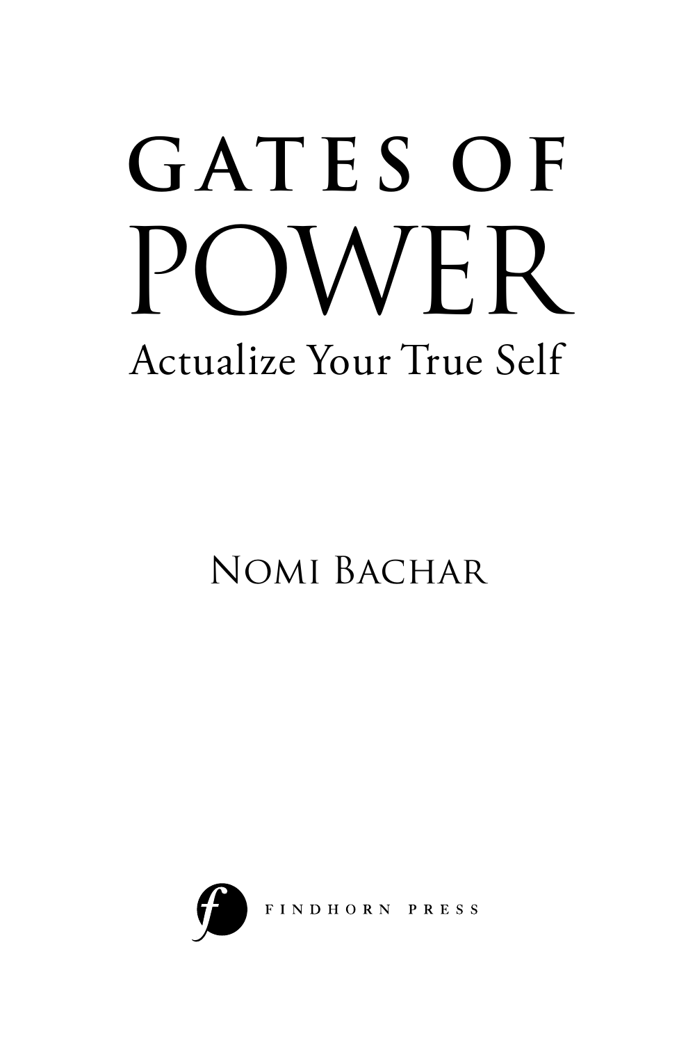# GATES OF POWER

## Actualize Your True Self

Nomi Bachar

Findhorn Press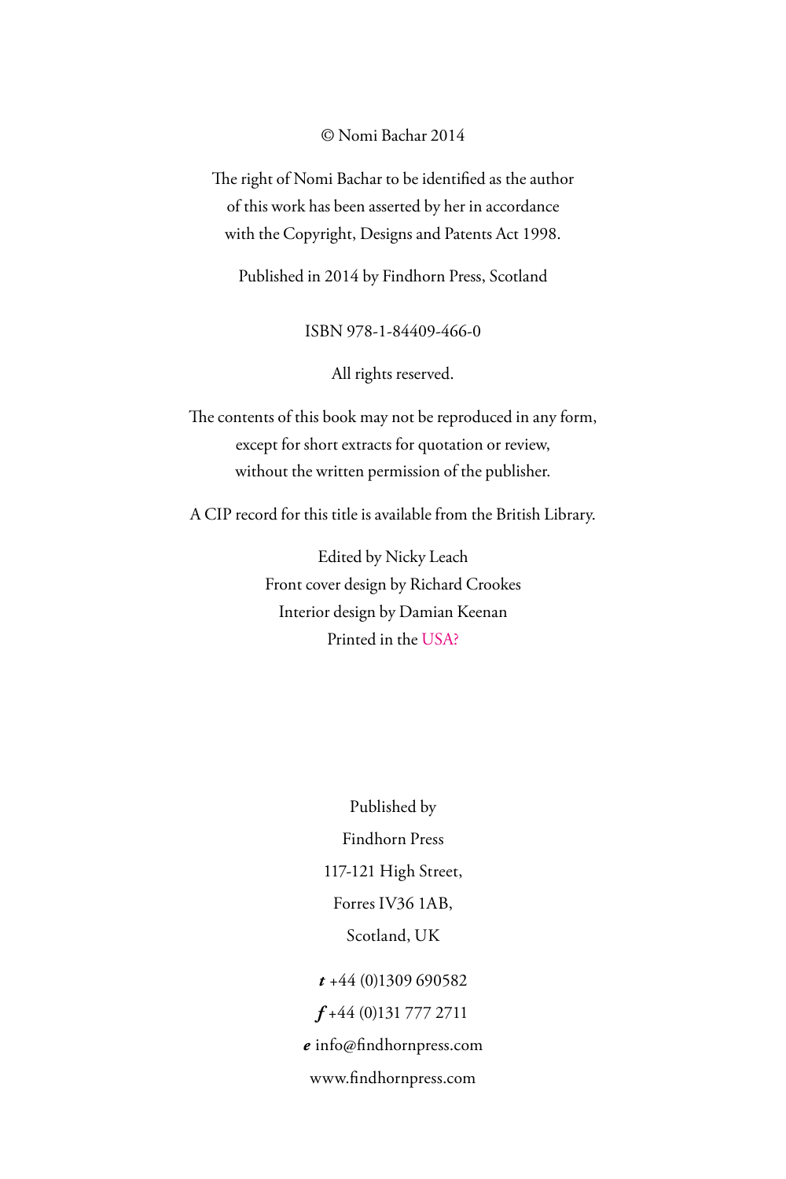© Nomi Bachar 2014

The right of Nomi Bachar to be identified as the author
of this work has been asserted by her in accordance
with the Copyright, Designs and Patents Act 1998.

Published in 2014 by Findhorn Press, Scotland

ISBN 978-1-84409-466-0

All rights reserved.

The contents of this book may not be reproduced in any form,
except for short extracts for quotation or review,
without the written permission of the publisher.

A CIP record for this title is available from the British Library.

Edited by Nicky Leach
Front cover design by Richard Crookes
Interior design by Damian Keenan
Printed in the USA?

Published by
Findhorn Press
117-121 High Street,
Forres IV36 1AB,
Scotland, UK

***t*** +44 (0)1309 690582
***f*** +44 (0)131 777 2711
***e*** info@findhornpress.com
www.findhornpress.com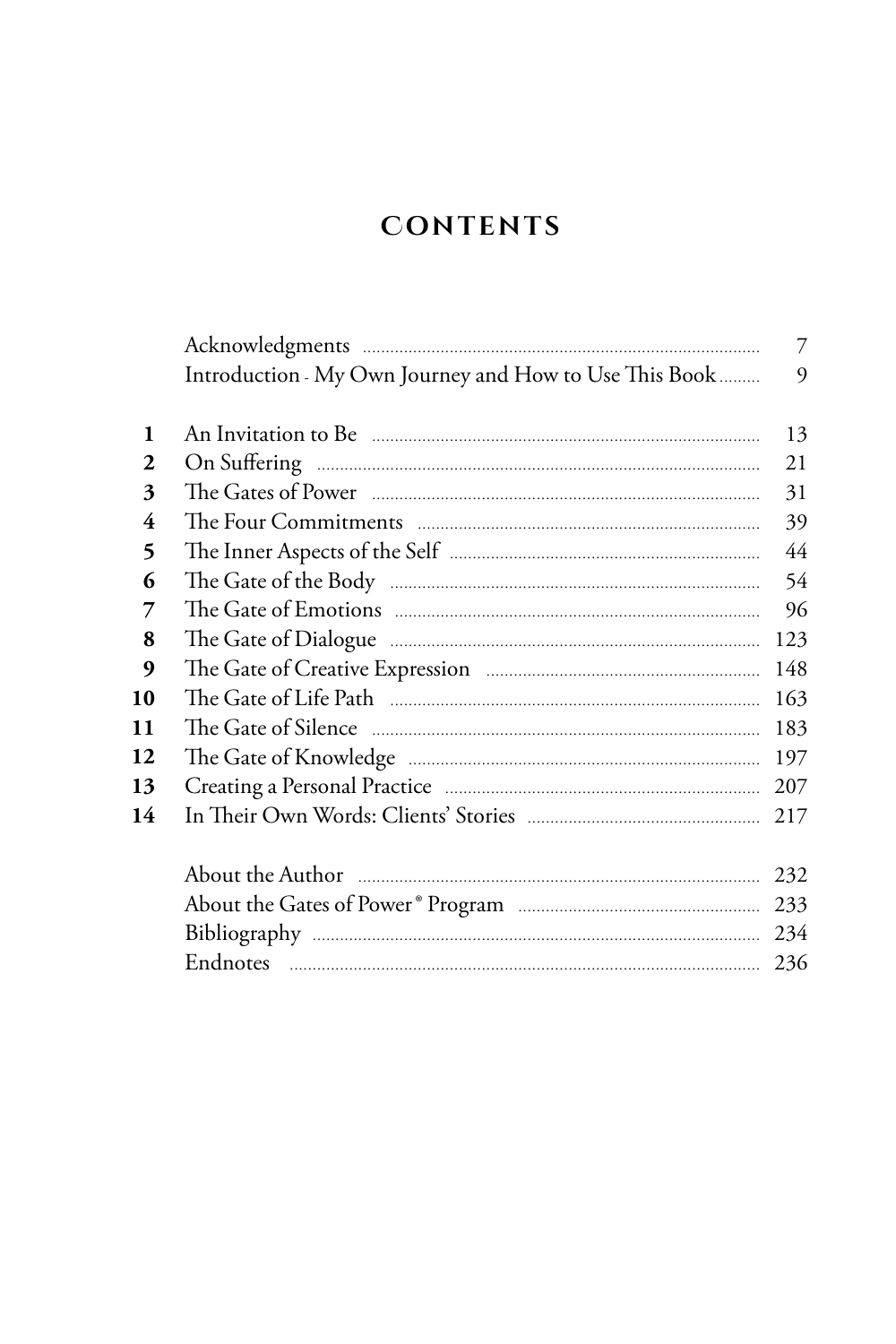# CONTENTS

| | | |
|---|---|---|
| | Acknowledgments | 7 |
| | Introduction - My Own Journey and How to Use This Book | 9 |
| **1** | An Invitation to Be | 13 |
| **2** | On Suffering | 21 |
| **3** | The Gates of Power | 31 |
| **4** | The Four Commitments | 39 |
| **5** | The Inner Aspects of the Self | 44 |
| **6** | The Gate of the Body | 54 |
| **7** | The Gate of Emotions | 96 |
| **8** | The Gate of Dialogue | 123 |
| **9** | The Gate of Creative Expression | 148 |
| **10** | The Gate of Life Path | 163 |
| **11** | The Gate of Silence | 183 |
| **12** | The Gate of Knowledge | 197 |
| **13** | Creating a Personal Practice | 207 |
| **14** | In Their Own Words: Clients' Stories | 217 |
| | About the Author | 232 |
| | About the Gates of Power® Program | 233 |
| | Bibliography | 234 |
| | Endnotes | 236 |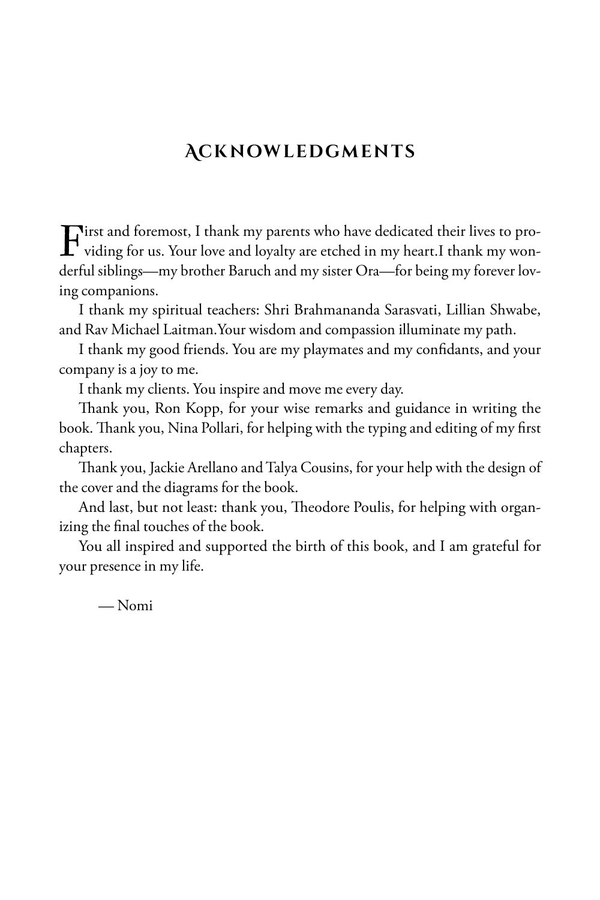# Acknowledgments

First and foremost, I thank my parents who have dedicated their lives to providing for us. Your love and loyalty are etched in my heart.I thank my wonderful siblings—my brother Baruch and my sister Ora—for being my forever loving companions.

I thank my spiritual teachers: Shri Brahmananda Sarasvati, Lillian Shwabe, and Rav Michael Laitman.Your wisdom and compassion illuminate my path.

I thank my good friends. You are my playmates and my confidants, and your company is a joy to me.

I thank my clients. You inspire and move me every day.

Thank you, Ron Kopp, for your wise remarks and guidance in writing the book. Thank you, Nina Pollari, for helping with the typing and editing of my first chapters.

Thank you, Jackie Arellano and Talya Cousins, for your help with the design of the cover and the diagrams for the book.

And last, but not least: thank you, Theodore Poulis, for helping with organizing the final touches of the book.

You all inspired and supported the birth of this book, and I am grateful for your presence in my life.

— Nomi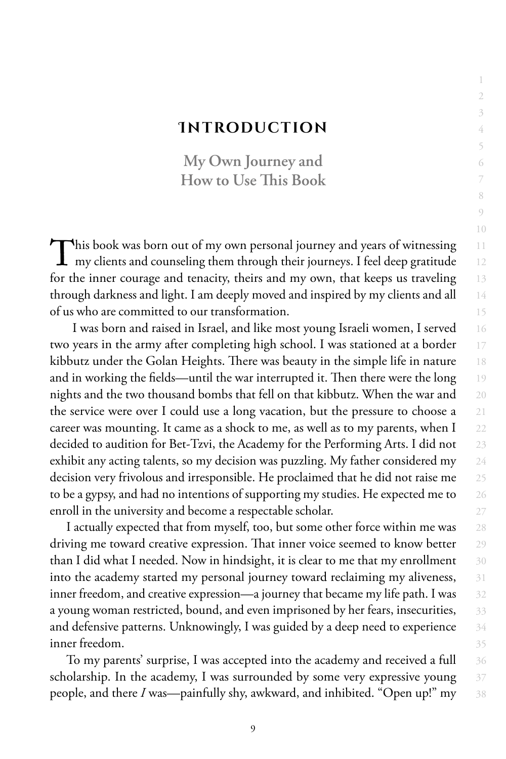# INTRODUCTION

## My Own Journey and How to Use This Book

This book was born out of my own personal journey and years of witnessing my clients and counseling them through their journeys. I feel deep gratitude for the inner courage and tenacity, theirs and my own, that keeps us traveling through darkness and light. I am deeply moved and inspired by my clients and all of us who are committed to our transformation.

I was born and raised in Israel, and like most young Israeli women, I served two years in the army after completing high school. I was stationed at a border kibbutz under the Golan Heights. There was beauty in the simple life in nature and in working the fields—until the war interrupted it. Then there were the long nights and the two thousand bombs that fell on that kibbutz. When the war and the service were over I could use a long vacation, but the pressure to choose a career was mounting. It came as a shock to me, as well as to my parents, when I decided to audition for Bet-Tzvi, the Academy for the Performing Arts. I did not exhibit any acting talents, so my decision was puzzling. My father considered my decision very frivolous and irresponsible. He proclaimed that he did not raise me to be a gypsy, and had no intentions of supporting my studies. He expected me to enroll in the university and become a respectable scholar.

I actually expected that from myself, too, but some other force within me was driving me toward creative expression. That inner voice seemed to know better than I did what I needed. Now in hindsight, it is clear to me that my enrollment into the academy started my personal journey toward reclaiming my aliveness, inner freedom, and creative expression—a journey that became my life path. I was a young woman restricted, bound, and even imprisoned by her fears, insecurities, and defensive patterns. Unknowingly, I was guided by a deep need to experience inner freedom.

To my parents' surprise, I was accepted into the academy and received a full scholarship. In the academy, I was surrounded by some very expressive young people, and there *I* was—painfully shy, awkward, and inhibited. "Open up!" my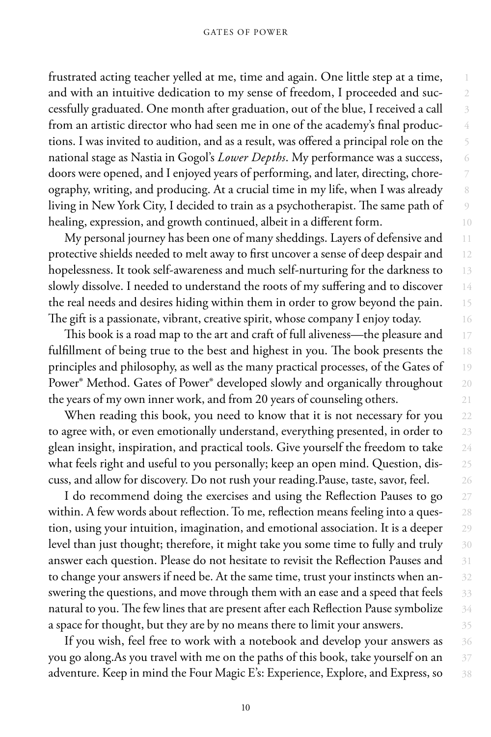frustrated acting teacher yelled at me, time and again. One little step at a time, and with an intuitive dedication to my sense of freedom, I proceeded and successfully graduated. One month after graduation, out of the blue, I received a call from an artistic director who had seen me in one of the academy's final productions. I was invited to audition, and as a result, was offered a principal role on the national stage as Nastia in Gogol's *Lower Depths*. My performance was a success, doors were opened, and I enjoyed years of performing, and later, directing, choreography, writing, and producing. At a crucial time in my life, when I was already living in New York City, I decided to train as a psychotherapist. The same path of healing, expression, and growth continued, albeit in a different form.

My personal journey has been one of many sheddings. Layers of defensive and protective shields needed to melt away to first uncover a sense of deep despair and hopelessness. It took self-awareness and much self-nurturing for the darkness to slowly dissolve. I needed to understand the roots of my suffering and to discover the real needs and desires hiding within them in order to grow beyond the pain. The gift is a passionate, vibrant, creative spirit, whose company I enjoy today.

This book is a road map to the art and craft of full aliveness—the pleasure and fulfillment of being true to the best and highest in you. The book presents the principles and philosophy, as well as the many practical processes, of the Gates of Power® Method. Gates of Power® developed slowly and organically throughout the years of my own inner work, and from 20 years of counseling others.

When reading this book, you need to know that it is not necessary for you to agree with, or even emotionally understand, everything presented, in order to glean insight, inspiration, and practical tools. Give yourself the freedom to take what feels right and useful to you personally; keep an open mind. Question, discuss, and allow for discovery. Do not rush your reading.Pause, taste, savor, feel.

I do recommend doing the exercises and using the Reflection Pauses to go within. A few words about reflection. To me, reflection means feeling into a question, using your intuition, imagination, and emotional association. It is a deeper level than just thought; therefore, it might take you some time to fully and truly answer each question. Please do not hesitate to revisit the Reflection Pauses and to change your answers if need be. At the same time, trust your instincts when answering the questions, and move through them with an ease and a speed that feels natural to you. The few lines that are present after each Reflection Pause symbolize a space for thought, but they are by no means there to limit your answers.

If you wish, feel free to work with a notebook and develop your answers as you go along.As you travel with me on the paths of this book, take yourself on an adventure. Keep in mind the Four Magic E's: Experience, Explore, and Express, so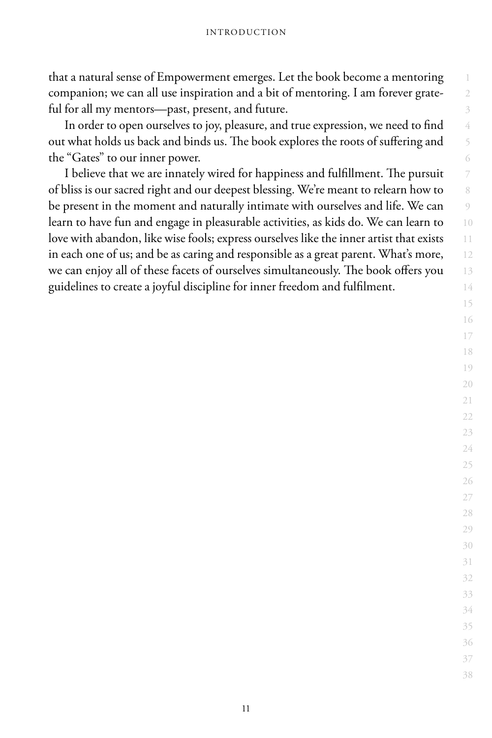that a natural sense of Empowerment emerges. Let the book become a mentoring companion; we can all use inspiration and a bit of mentoring. I am forever grateful for all my mentors—past, present, and future.

In order to open ourselves to joy, pleasure, and true expression, we need to find out what holds us back and binds us. The book explores the roots of suffering and the "Gates" to our inner power.

I believe that we are innately wired for happiness and fulfillment. The pursuit of bliss is our sacred right and our deepest blessing. We're meant to relearn how to be present in the moment and naturally intimate with ourselves and life. We can learn to have fun and engage in pleasurable activities, as kids do. We can learn to love with abandon, like wise fools; express ourselves like the inner artist that exists in each one of us; and be as caring and responsible as a great parent. What's more, we can enjoy all of these facets of ourselves simultaneously. The book offers you guidelines to create a joyful discipline for inner freedom and fulfilment.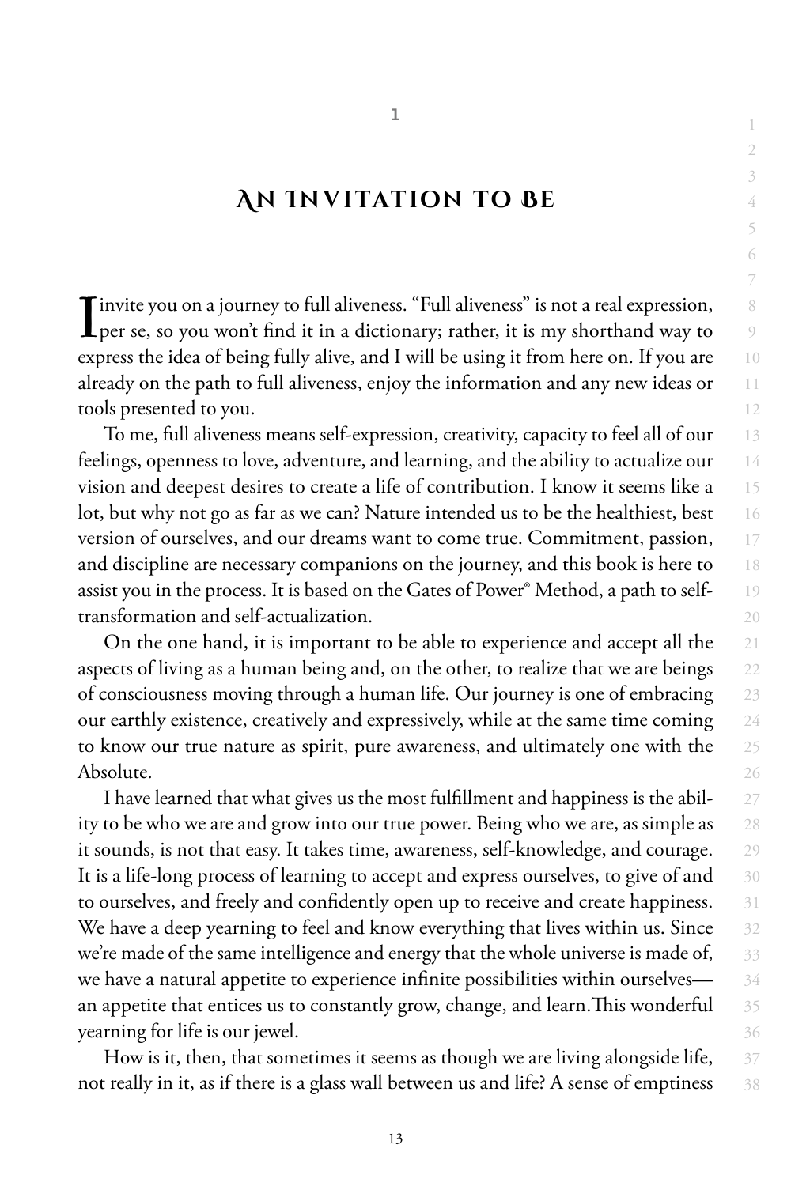# 1

# An Invitation to Be

I invite you on a journey to full aliveness. "Full aliveness" is not a real expression, per se, so you won't find it in a dictionary; rather, it is my shorthand way to express the idea of being fully alive, and I will be using it from here on. If you are already on the path to full aliveness, enjoy the information and any new ideas or tools presented to you.

To me, full aliveness means self-expression, creativity, capacity to feel all of our feelings, openness to love, adventure, and learning, and the ability to actualize our vision and deepest desires to create a life of contribution. I know it seems like a lot, but why not go as far as we can? Nature intended us to be the healthiest, best version of ourselves, and our dreams want to come true. Commitment, passion, and discipline are necessary companions on the journey, and this book is here to assist you in the process. It is based on the Gates of Power® Method, a path to self-transformation and self-actualization.

On the one hand, it is important to be able to experience and accept all the aspects of living as a human being and, on the other, to realize that we are beings of consciousness moving through a human life. Our journey is one of embracing our earthly existence, creatively and expressively, while at the same time coming to know our true nature as spirit, pure awareness, and ultimately one with the Absolute.

I have learned that what gives us the most fulfillment and happiness is the ability to be who we are and grow into our true power. Being who we are, as simple as it sounds, is not that easy. It takes time, awareness, self-knowledge, and courage. It is a life-long process of learning to accept and express ourselves, to give of and to ourselves, and freely and confidently open up to receive and create happiness. We have a deep yearning to feel and know everything that lives within us. Since we're made of the same intelligence and energy that the whole universe is made of, we have a natural appetite to experience infinite possibilities within ourselves—an appetite that entices us to constantly grow, change, and learn. This wonderful yearning for life is our jewel.

How is it, then, that sometimes it seems as though we are living alongside life, not really in it, as if there is a glass wall between us and life? A sense of emptiness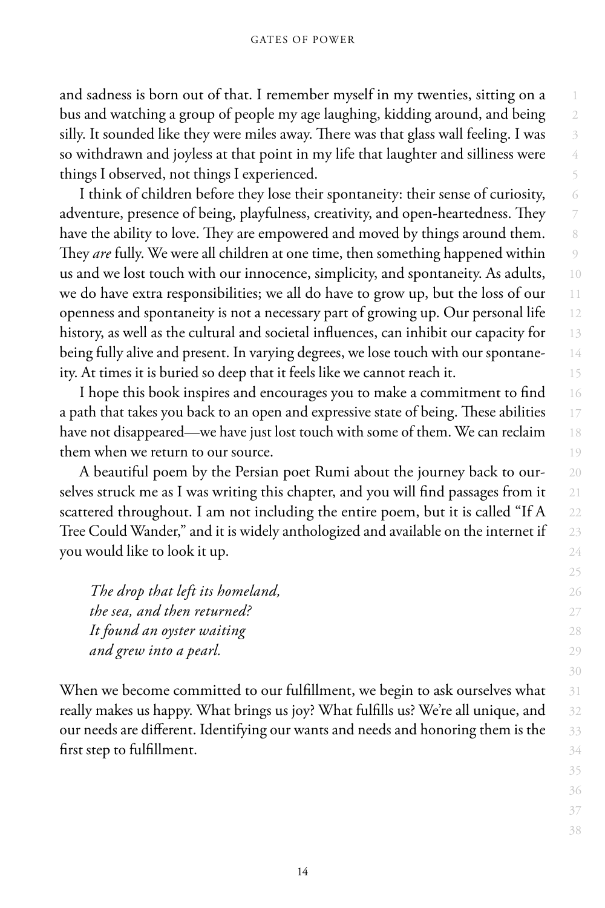and sadness is born out of that. I remember myself in my twenties, sitting on a bus and watching a group of people my age laughing, kidding around, and being silly. It sounded like they were miles away. There was that glass wall feeling. I was so withdrawn and joyless at that point in my life that laughter and silliness were things I observed, not things I experienced.

I think of children before they lose their spontaneity: their sense of curiosity, adventure, presence of being, playfulness, creativity, and open-heartedness. They have the ability to love. They are empowered and moved by things around them. They *are* fully. We were all children at one time, then something happened within us and we lost touch with our innocence, simplicity, and spontaneity. As adults, we do have extra responsibilities; we all do have to grow up, but the loss of our openness and spontaneity is not a necessary part of growing up. Our personal life history, as well as the cultural and societal influences, can inhibit our capacity for being fully alive and present. In varying degrees, we lose touch with our spontaneity. At times it is buried so deep that it feels like we cannot reach it.

I hope this book inspires and encourages you to make a commitment to find a path that takes you back to an open and expressive state of being. These abilities have not disappeared—we have just lost touch with some of them. We can reclaim them when we return to our source.

A beautiful poem by the Persian poet Rumi about the journey back to ourselves struck me as I was writing this chapter, and you will find passages from it scattered throughout. I am not including the entire poem, but it is called "If A Tree Could Wander," and it is widely anthologized and available on the internet if you would like to look it up.

*The drop that left its homeland,*
*the sea, and then returned?*
*It found an oyster waiting*
*and grew into a pearl.*

When we become committed to our fulfillment, we begin to ask ourselves what really makes us happy. What brings us joy? What fulfills us? We're all unique, and our needs are different. Identifying our wants and needs and honoring them is the first step to fulfillment.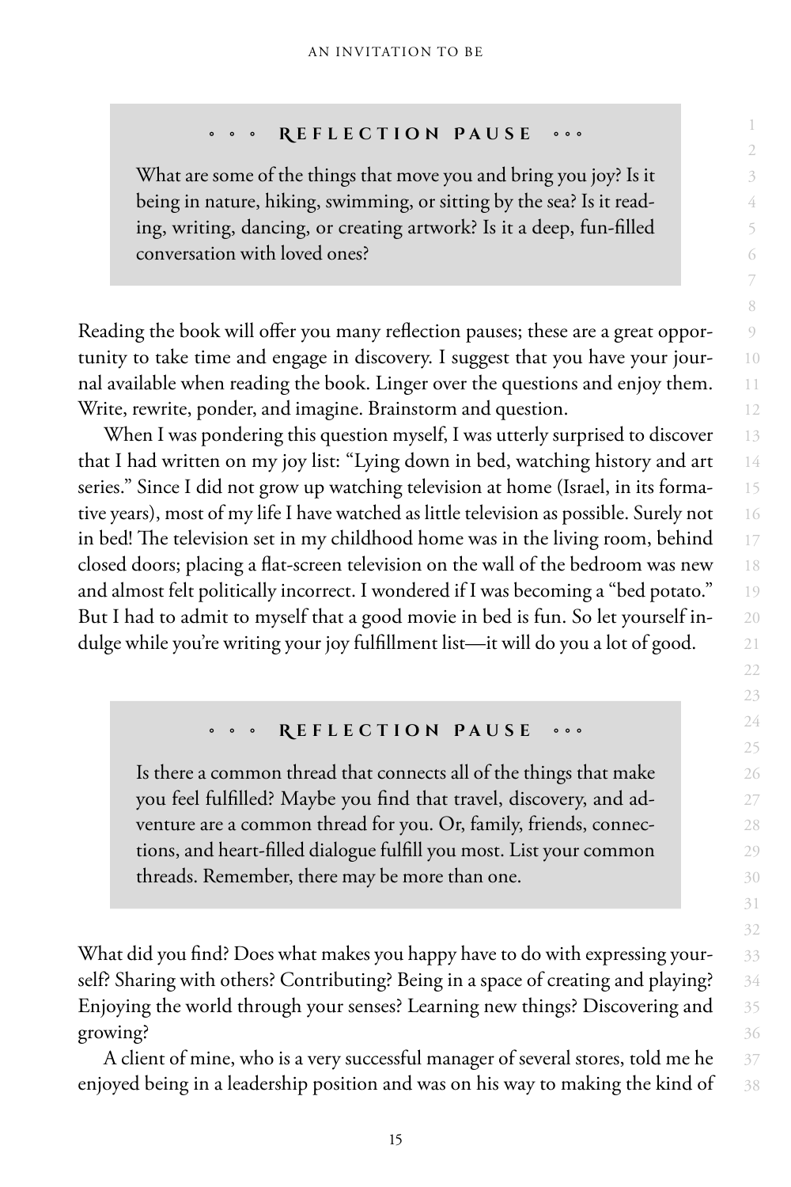### ◦ ◦ ◦ REFLECTION PAUSE ◦◦◦

What are some of the things that move you and bring you joy? Is it being in nature, hiking, swimming, or sitting by the sea? Is it reading, writing, dancing, or creating artwork? Is it a deep, fun-filled conversation with loved ones?

Reading the book will offer you many reflection pauses; these are a great opportunity to take time and engage in discovery. I suggest that you have your journal available when reading the book. Linger over the questions and enjoy them. Write, rewrite, ponder, and imagine. Brainstorm and question.

When I was pondering this question myself, I was utterly surprised to discover that I had written on my joy list: "Lying down in bed, watching history and art series." Since I did not grow up watching television at home (Israel, in its formative years), most of my life I have watched as little television as possible. Surely not in bed! The television set in my childhood home was in the living room, behind closed doors; placing a flat-screen television on the wall of the bedroom was new and almost felt politically incorrect. I wondered if I was becoming a "bed potato." But I had to admit to myself that a good movie in bed is fun. So let yourself indulge while you're writing your joy fulfillment list—it will do you a lot of good.

### ◦ ◦ ◦ REFLECTION PAUSE ◦◦◦

Is there a common thread that connects all of the things that make you feel fulfilled? Maybe you find that travel, discovery, and adventure are a common thread for you. Or, family, friends, connections, and heart-filled dialogue fulfill you most. List your common threads. Remember, there may be more than one.

What did you find? Does what makes you happy have to do with expressing yourself? Sharing with others? Contributing? Being in a space of creating and playing? Enjoying the world through your senses? Learning new things? Discovering and growing?

A client of mine, who is a very successful manager of several stores, told me he enjoyed being in a leadership position and was on his way to making the kind of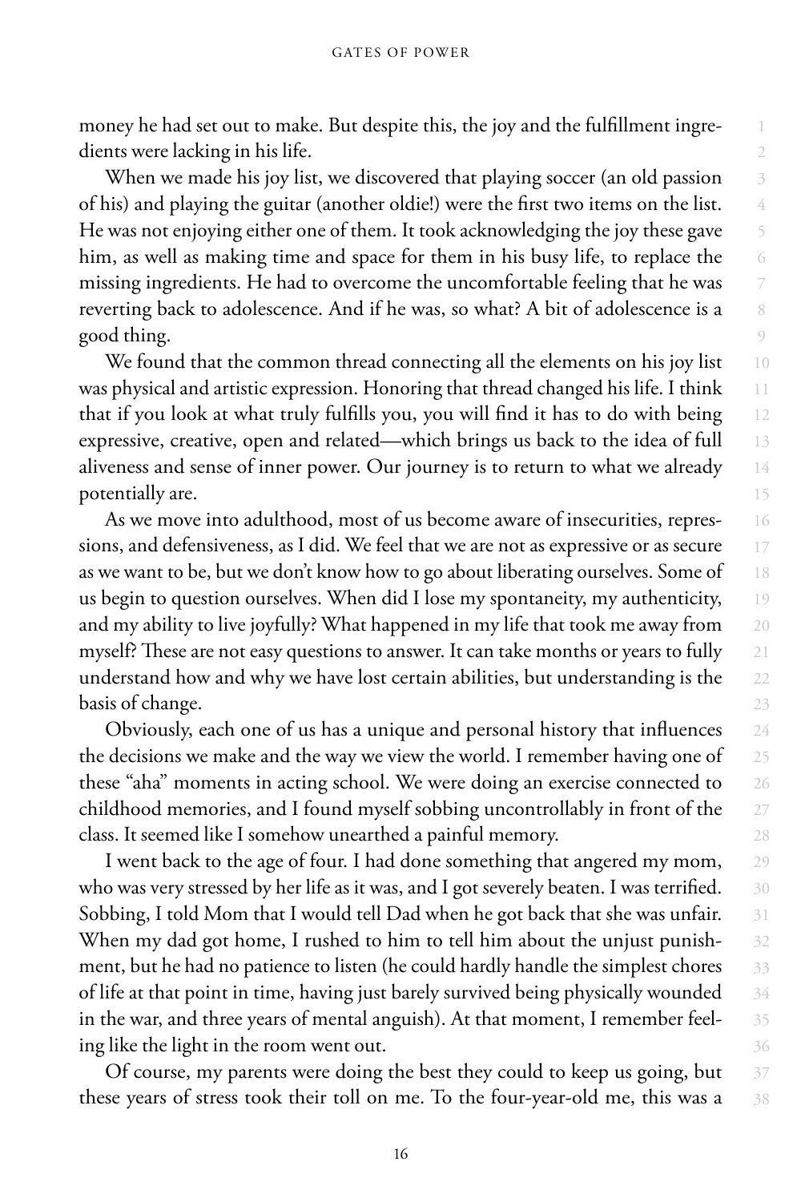money he had set out to make. But despite this, the joy and the fulfillment ingredients were lacking in his life.

When we made his joy list, we discovered that playing soccer (an old passion of his) and playing the guitar (another oldie!) were the first two items on the list. He was not enjoying either one of them. It took acknowledging the joy these gave him, as well as making time and space for them in his busy life, to replace the missing ingredients. He had to overcome the uncomfortable feeling that he was reverting back to adolescence. And if he was, so what? A bit of adolescence is a good thing.

We found that the common thread connecting all the elements on his joy list was physical and artistic expression. Honoring that thread changed his life. I think that if you look at what truly fulfills you, you will find it has to do with being expressive, creative, open and related—which brings us back to the idea of full aliveness and sense of inner power. Our journey is to return to what we already potentially are.

As we move into adulthood, most of us become aware of insecurities, repressions, and defensiveness, as I did. We feel that we are not as expressive or as secure as we want to be, but we don't know how to go about liberating ourselves. Some of us begin to question ourselves. When did I lose my spontaneity, my authenticity, and my ability to live joyfully? What happened in my life that took me away from myself? These are not easy questions to answer. It can take months or years to fully understand how and why we have lost certain abilities, but understanding is the basis of change.

Obviously, each one of us has a unique and personal history that influences the decisions we make and the way we view the world. I remember having one of these "aha" moments in acting school. We were doing an exercise connected to childhood memories, and I found myself sobbing uncontrollably in front of the class. It seemed like I somehow unearthed a painful memory.

I went back to the age of four. I had done something that angered my mom, who was very stressed by her life as it was, and I got severely beaten. I was terrified. Sobbing, I told Mom that I would tell Dad when he got back that she was unfair. When my dad got home, I rushed to him to tell him about the unjust punishment, but he had no patience to listen (he could hardly handle the simplest chores of life at that point in time, having just barely survived being physically wounded in the war, and three years of mental anguish). At that moment, I remember feeling like the light in the room went out.

Of course, my parents were doing the best they could to keep us going, but these years of stress took their toll on me. To the four-year-old me, this was a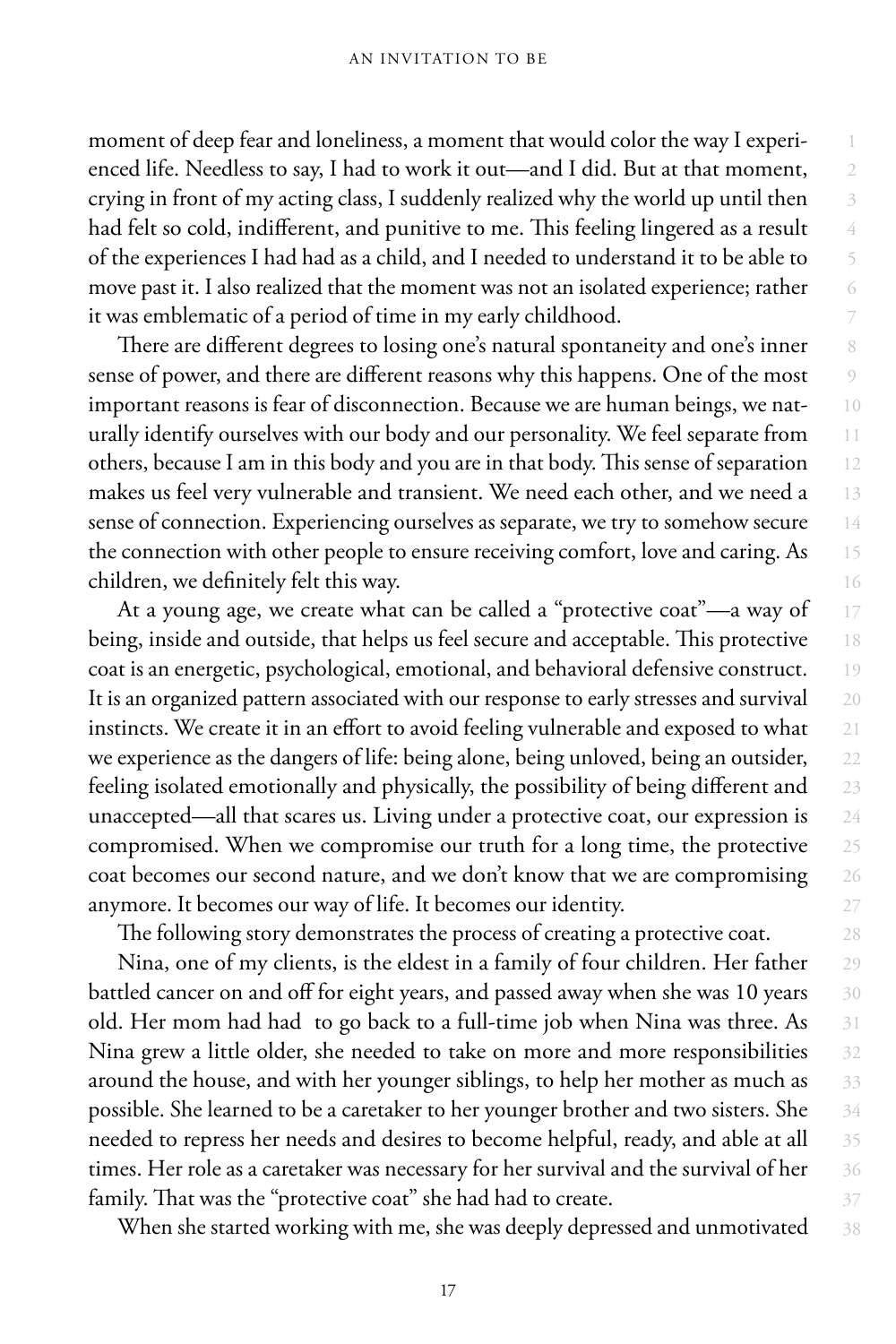moment of deep fear and loneliness, a moment that would color the way I experienced life. Needless to say, I had to work it out—and I did. But at that moment, crying in front of my acting class, I suddenly realized why the world up until then had felt so cold, indifferent, and punitive to me. This feeling lingered as a result of the experiences I had had as a child, and I needed to understand it to be able to move past it. I also realized that the moment was not an isolated experience; rather it was emblematic of a period of time in my early childhood.

There are different degrees to losing one's natural spontaneity and one's inner sense of power, and there are different reasons why this happens. One of the most important reasons is fear of disconnection. Because we are human beings, we naturally identify ourselves with our body and our personality. We feel separate from others, because I am in this body and you are in that body. This sense of separation makes us feel very vulnerable and transient. We need each other, and we need a sense of connection. Experiencing ourselves as separate, we try to somehow secure the connection with other people to ensure receiving comfort, love and caring. As children, we definitely felt this way.

At a young age, we create what can be called a "protective coat"—a way of being, inside and outside, that helps us feel secure and acceptable. This protective coat is an energetic, psychological, emotional, and behavioral defensive construct. It is an organized pattern associated with our response to early stresses and survival instincts. We create it in an effort to avoid feeling vulnerable and exposed to what we experience as the dangers of life: being alone, being unloved, being an outsider, feeling isolated emotionally and physically, the possibility of being different and unaccepted—all that scares us. Living under a protective coat, our expression is compromised. When we compromise our truth for a long time, the protective coat becomes our second nature, and we don't know that we are compromising anymore. It becomes our way of life. It becomes our identity.

The following story demonstrates the process of creating a protective coat.

Nina, one of my clients, is the eldest in a family of four children. Her father battled cancer on and off for eight years, and passed away when she was 10 years old. Her mom had had to go back to a full-time job when Nina was three. As Nina grew a little older, she needed to take on more and more responsibilities around the house, and with her younger siblings, to help her mother as much as possible. She learned to be a caretaker to her younger brother and two sisters. She needed to repress her needs and desires to become helpful, ready, and able at all times. Her role as a caretaker was necessary for her survival and the survival of her family. That was the "protective coat" she had had to create.

When she started working with me, she was deeply depressed and unmotivated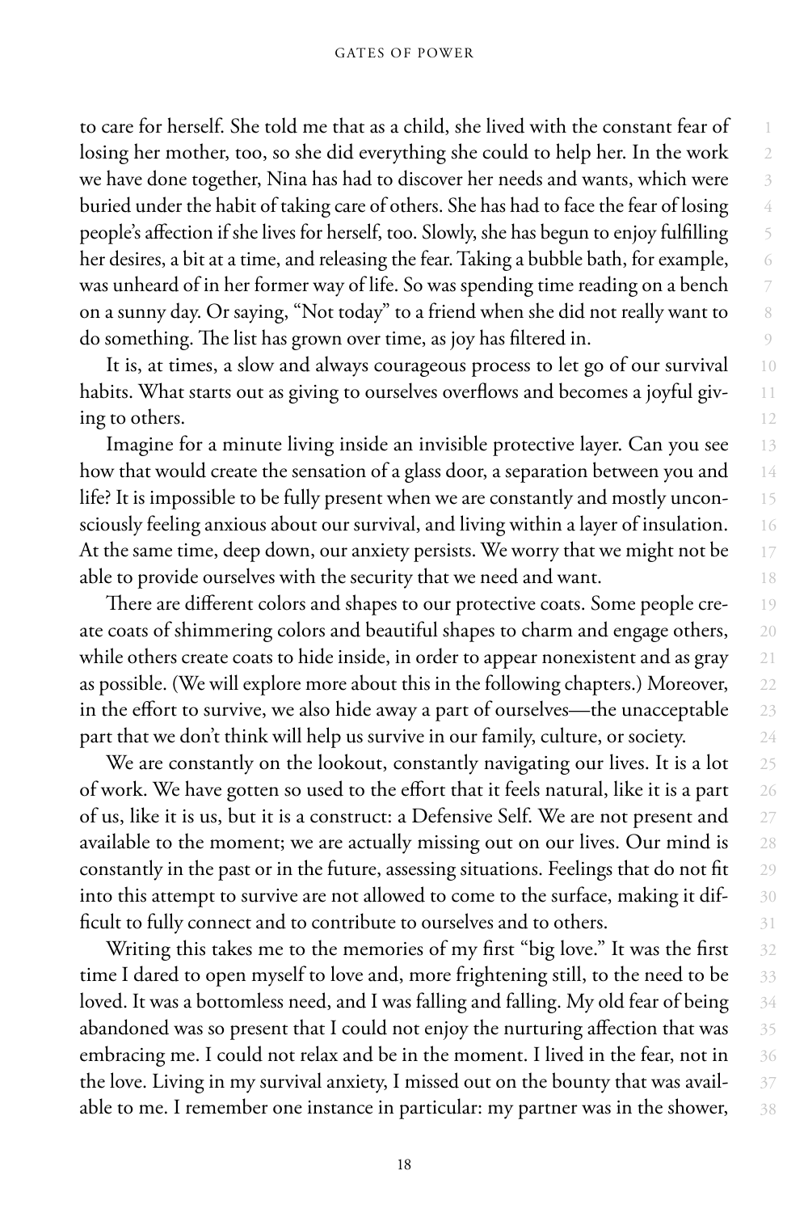to care for herself. She told me that as a child, she lived with the constant fear of losing her mother, too, so she did everything she could to help her. In the work we have done together, Nina has had to discover her needs and wants, which were buried under the habit of taking care of others. She has had to face the fear of losing people's affection if she lives for herself, too. Slowly, she has begun to enjoy fulfilling her desires, a bit at a time, and releasing the fear. Taking a bubble bath, for example, was unheard of in her former way of life. So was spending time reading on a bench on a sunny day. Or saying, "Not today" to a friend when she did not really want to do something. The list has grown over time, as joy has filtered in.

It is, at times, a slow and always courageous process to let go of our survival habits. What starts out as giving to ourselves overflows and becomes a joyful giving to others.

Imagine for a minute living inside an invisible protective layer. Can you see how that would create the sensation of a glass door, a separation between you and life? It is impossible to be fully present when we are constantly and mostly unconsciously feeling anxious about our survival, and living within a layer of insulation. At the same time, deep down, our anxiety persists. We worry that we might not be able to provide ourselves with the security that we need and want.

There are different colors and shapes to our protective coats. Some people create coats of shimmering colors and beautiful shapes to charm and engage others, while others create coats to hide inside, in order to appear nonexistent and as gray as possible. (We will explore more about this in the following chapters.) Moreover, in the effort to survive, we also hide away a part of ourselves—the unacceptable part that we don't think will help us survive in our family, culture, or society.

We are constantly on the lookout, constantly navigating our lives. It is a lot of work. We have gotten so used to the effort that it feels natural, like it is a part of us, like it is us, but it is a construct: a Defensive Self. We are not present and available to the moment; we are actually missing out on our lives. Our mind is constantly in the past or in the future, assessing situations. Feelings that do not fit into this attempt to survive are not allowed to come to the surface, making it difficult to fully connect and to contribute to ourselves and to others.

Writing this takes me to the memories of my first "big love." It was the first time I dared to open myself to love and, more frightening still, to the need to be loved. It was a bottomless need, and I was falling and falling. My old fear of being abandoned was so present that I could not enjoy the nurturing affection that was embracing me. I could not relax and be in the moment. I lived in the fear, not in the love. Living in my survival anxiety, I missed out on the bounty that was available to me. I remember one instance in particular: my partner was in the shower,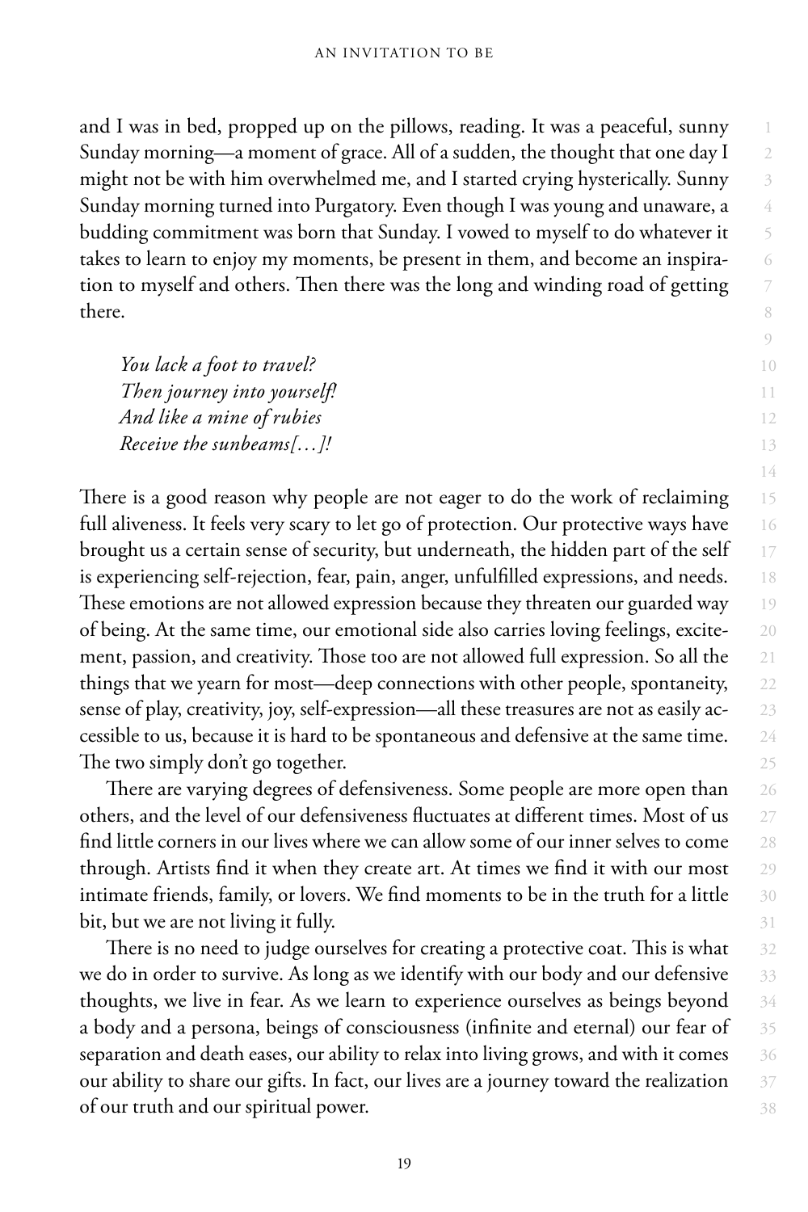and I was in bed, propped up on the pillows, reading. It was a peaceful, sunny Sunday morning—a moment of grace. All of a sudden, the thought that one day I might not be with him overwhelmed me, and I started crying hysterically. Sunny Sunday morning turned into Purgatory. Even though I was young and unaware, a budding commitment was born that Sunday. I vowed to myself to do whatever it takes to learn to enjoy my moments, be present in them, and become an inspiration to myself and others. Then there was the long and winding road of getting there.

*You lack a foot to travel?*
*Then journey into yourself!*
*And like a mine of rubies*
*Receive the sunbeams[…]!*

There is a good reason why people are not eager to do the work of reclaiming full aliveness. It feels very scary to let go of protection. Our protective ways have brought us a certain sense of security, but underneath, the hidden part of the self is experiencing self-rejection, fear, pain, anger, unfulfilled expressions, and needs. These emotions are not allowed expression because they threaten our guarded way of being. At the same time, our emotional side also carries loving feelings, excitement, passion, and creativity. Those too are not allowed full expression. So all the things that we yearn for most—deep connections with other people, spontaneity, sense of play, creativity, joy, self-expression—all these treasures are not as easily accessible to us, because it is hard to be spontaneous and defensive at the same time. The two simply don't go together.

There are varying degrees of defensiveness. Some people are more open than others, and the level of our defensiveness fluctuates at different times. Most of us find little corners in our lives where we can allow some of our inner selves to come through. Artists find it when they create art. At times we find it with our most intimate friends, family, or lovers. We find moments to be in the truth for a little bit, but we are not living it fully.

There is no need to judge ourselves for creating a protective coat. This is what we do in order to survive. As long as we identify with our body and our defensive thoughts, we live in fear. As we learn to experience ourselves as beings beyond a body and a persona, beings of consciousness (infinite and eternal) our fear of separation and death eases, our ability to relax into living grows, and with it comes our ability to share our gifts. In fact, our lives are a journey toward the realization of our truth and our spiritual power.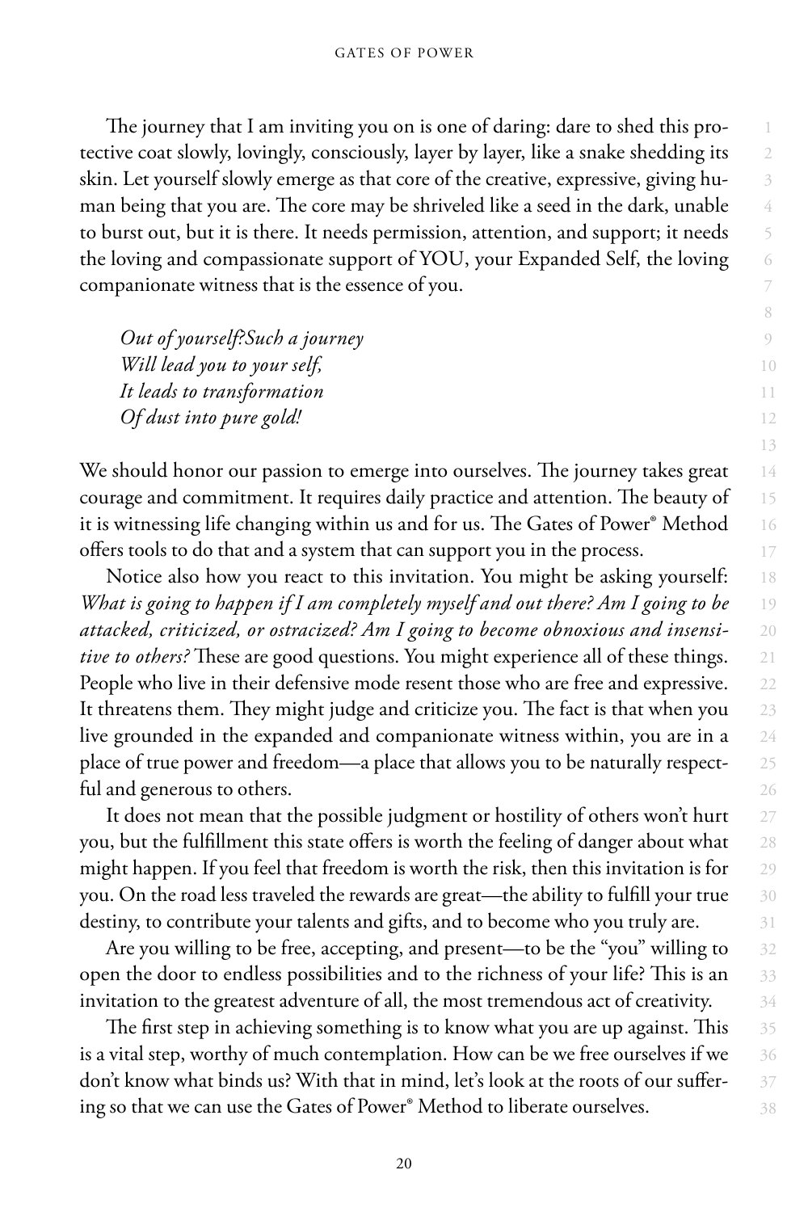The journey that I am inviting you on is one of daring: dare to shed this protective coat slowly, lovingly, consciously, layer by layer, like a snake shedding its skin. Let yourself slowly emerge as that core of the creative, expressive, giving human being that you are. The core may be shriveled like a seed in the dark, unable to burst out, but it is there. It needs permission, attention, and support; it needs the loving and compassionate support of YOU, your Expanded Self, the loving companionate witness that is the essence of you.

*Out of yourself?Such a journey*
*Will lead you to your self,*
*It leads to transformation*
*Of dust into pure gold!*

We should honor our passion to emerge into ourselves. The journey takes great courage and commitment. It requires daily practice and attention. The beauty of it is witnessing life changing within us and for us. The Gates of Power® Method offers tools to do that and a system that can support you in the process.

Notice also how you react to this invitation. You might be asking yourself: *What is going to happen if I am completely myself and out there? Am I going to be attacked, criticized, or ostracized? Am I going to become obnoxious and insensitive to others?* These are good questions. You might experience all of these things. People who live in their defensive mode resent those who are free and expressive. It threatens them. They might judge and criticize you. The fact is that when you live grounded in the expanded and companionate witness within, you are in a place of true power and freedom—a place that allows you to be naturally respectful and generous to others.

It does not mean that the possible judgment or hostility of others won't hurt you, but the fulfillment this state offers is worth the feeling of danger about what might happen. If you feel that freedom is worth the risk, then this invitation is for you. On the road less traveled the rewards are great—the ability to fulfill your true destiny, to contribute your talents and gifts, and to become who you truly are.

Are you willing to be free, accepting, and present—to be the "you" willing to open the door to endless possibilities and to the richness of your life? This is an invitation to the greatest adventure of all, the most tremendous act of creativity.

The first step in achieving something is to know what you are up against. This is a vital step, worthy of much contemplation. How can be we free ourselves if we don't know what binds us? With that in mind, let's look at the roots of our suffering so that we can use the Gates of Power® Method to liberate ourselves.